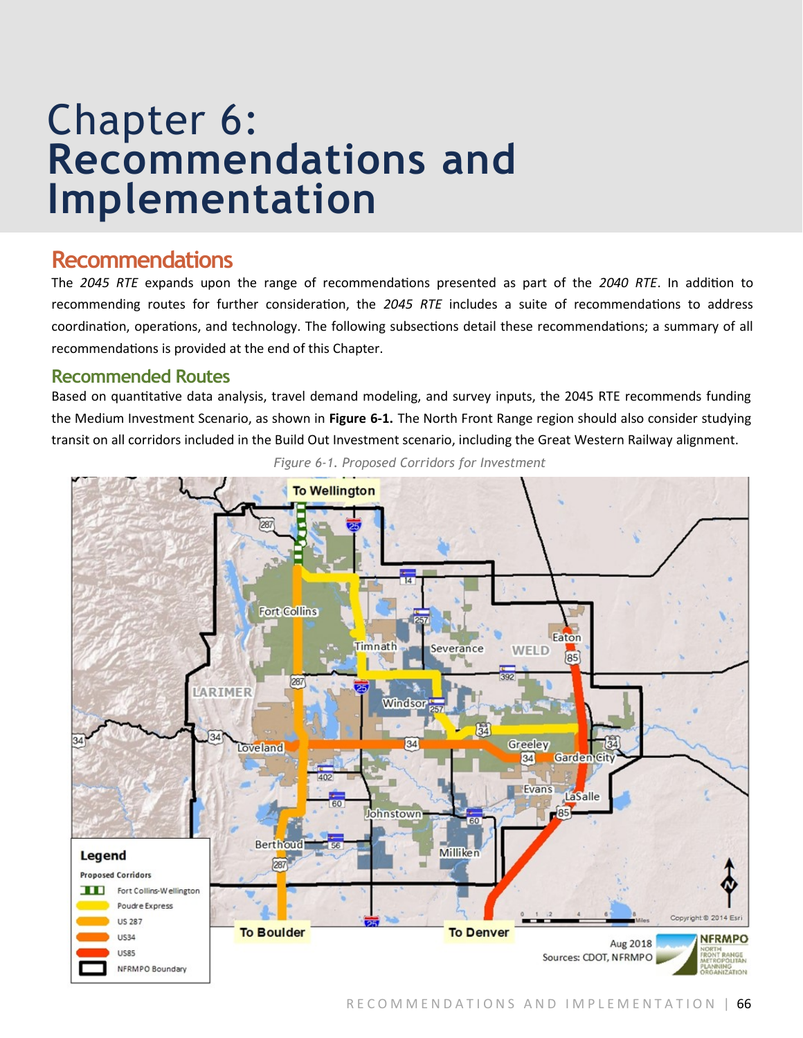# Chapter 6: Recommendations and Implementation

## Recommendations

The *2045 RTE* expands upon the range of recommendations presented as part of the *2040 RTE*. In addition to recommending routes for further consideration, the *2045 RTE* includes a suite of recommendations to address coordination, operations, and technology. The following subsections detail these recommendations; a summary of all recommendations is provided at the end of this Chapter.

### Recommended Routes

Based on quantitative data analysis, travel demand modeling, and survey inputs, the 2045 RTE recommends funding the Medium Investment Scenario, as shown in **Figure 6-1.** The North Front Range region should also consider studying transit on all corridors included in the Build Out Investment scenario, including the Great Western Railway alignment.

*Figure 6-1. Proposed Corridors for Investment*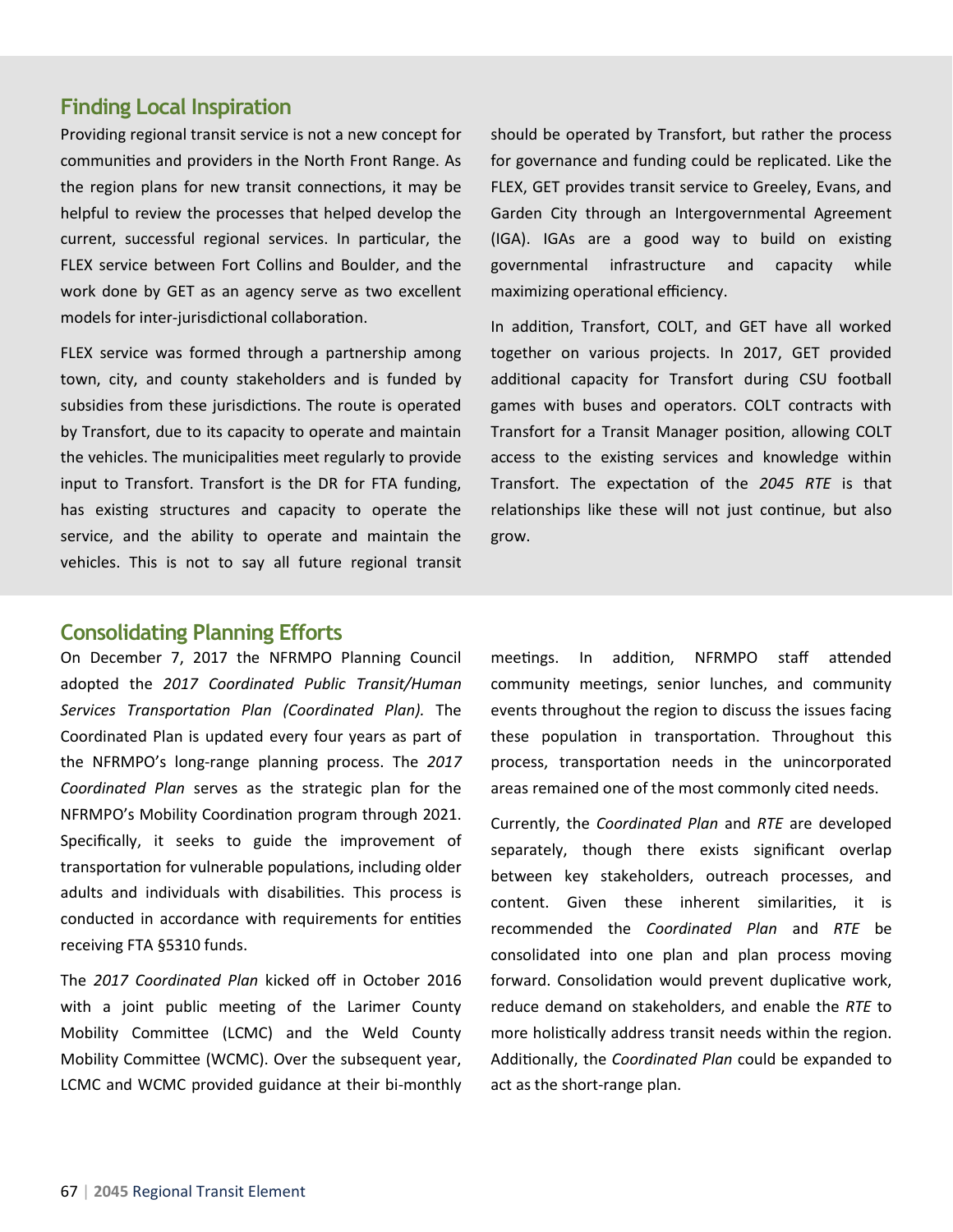## Finding Local Inspiration

Providing regional transit service is not a new concept for communities and providers in the North Front Range. As the region plans for new transit connections, it may be helpful to review the processes that helped develop the current, successful regional services. In particular, the FLEX service between Fort Collins and Boulder, and the work done by GET as an agency serve as two excellent models for inter-jurisdictional collaboration.

FLEX service was formed through a partnership among town, city, and county stakeholders and is funded by subsidies from these jurisdictions. The route is operated by Transfort, due to its capacity to operate and maintain the vehicles. The municipalities meet regularly to provide input to Transfort. Transfort is the DR for FTA funding, has existing structures and capacity to operate the service, and the ability to operate and maintain the vehicles. This is not to say all future regional transit should be operated by Transfort, but rather the process for governance and funding could be replicated. Like the FLEX, GET provides transit service to Greeley, Evans, and Garden City through an Intergovernmental Agreement (IGA). IGAs are a good way to build on existing governmental infrastructure and capacity while maximizing operational efficiency.

In addition, Transfort, COLT, and GET have all worked together on various projects. In 2017, GET provided additional capacity for Transfort during CSU football games with buses and operators. COLT contracts with Transfort for a Transit Manager position, allowing COLT access to the existing services and knowledge within Transfort. The expectation of the *2045 RTE* is that relationships like these will not just continue, but also grow.

## Consolidating Planning Efforts

On December 7, 2017 the NFRMPO Planning Council adopted the *2017 Coordinated Public Transit/Human Services Transportation Plan (Coordinated Plan).* The Coordinated Plan is updated every four years as part of the NFRMPO's long-range planning process. The *2017 Coordinated Plan* serves as the strategic plan for the NFRMPO's Mobility Coordination program through 2021. Specifically, it seeks to guide the improvement of transportation for vulnerable populations, including older adults and individuals with disabilities. This process is conducted in accordance with requirements for entities receiving FTA §5310 funds.

The *2017 Coordinated Plan* kicked off in October 2016 with a joint public meeting of the Larimer County Mobility Committee (LCMC) and the Weld County Mobility Committee (WCMC). Over the subsequent year, LCMC and WCMC provided guidance at their bi-monthly meetings. In addition, NFRMPO staff attended community meetings, senior lunches, and community events throughout the region to discuss the issues facing these population in transportation. Throughout this process, transportation needs in the unincorporated areas remained one of the most commonly cited needs.

Currently, the *Coordinated Plan* and *RTE* are developed separately, though there exists significant overlap between key stakeholders, outreach processes, and content. Given these inherent similarities, it is recommended the *Coordinated Plan* and *RTE* be consolidated into one plan and plan process moving forward. Consolidation would prevent duplicative work, reduce demand on stakeholders, and enable the *RTE* to more holistically address transit needs within the region. Additionally, the *Coordinated Plan* could be expanded to act as the short-range plan.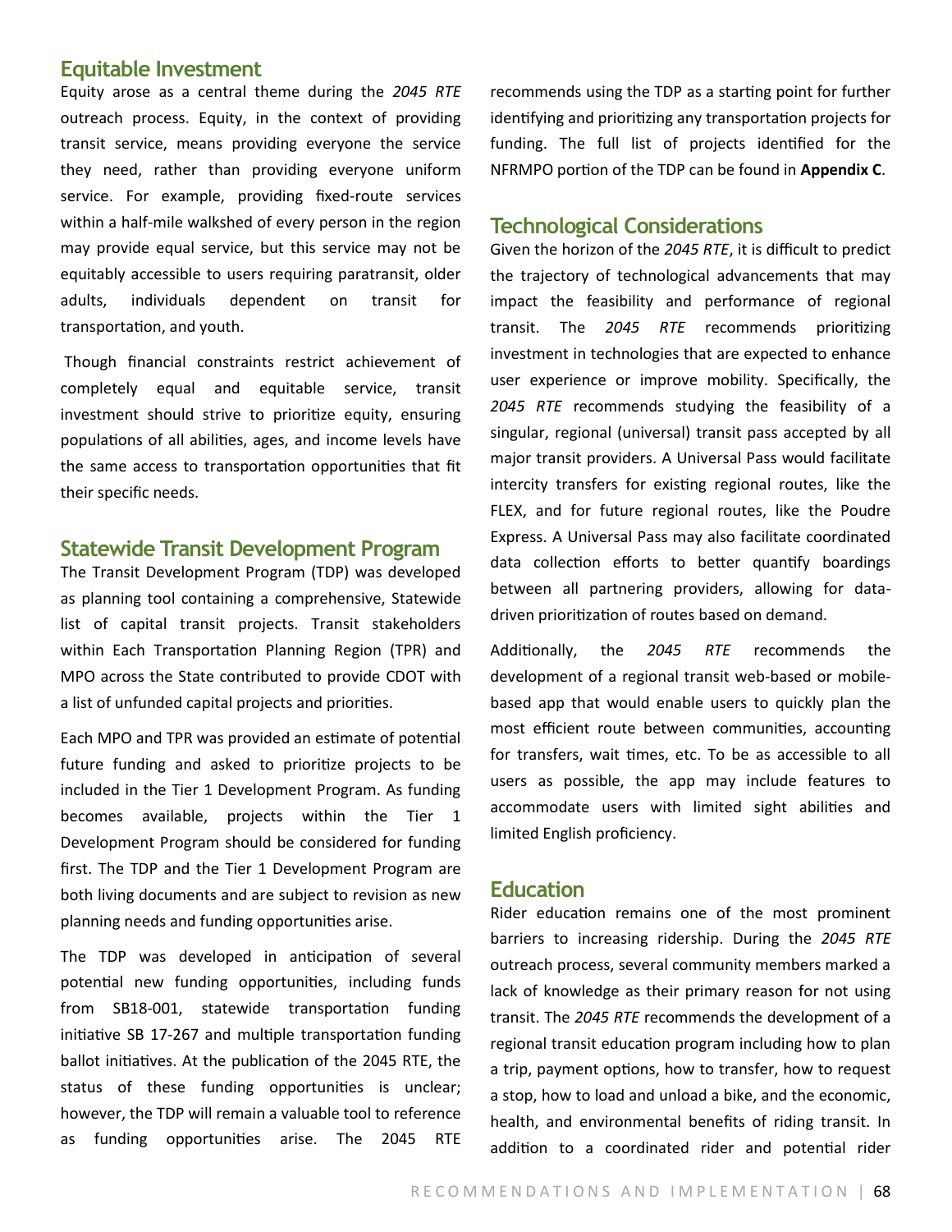## Equitable Investment

Equity arose as a central theme during the *2045 RTE* outreach process. Equity, in the context of providing transit service, means providing everyone the service they need, rather than providing everyone uniform service. For example, providing fixed-route services within a half-mile walkshed of every person in the region may provide equal service, but this service may not be equitably accessible to users requiring paratransit, older adults, individuals dependent on transit for transportation, and youth.

Though financial constraints restrict achievement of completely equal and equitable service, transit investment should strive to prioritize equity, ensuring populations of all abilities, ages, and income levels have the same access to transportation opportunities that fit their specific needs.

## Statewide Transit Development Program

The Transit Development Program (TDP) was developed as planning tool containing a comprehensive, Statewide list of capital transit projects. Transit stakeholders within Each Transportation Planning Region (TPR) and MPO across the State contributed to provide CDOT with a list of unfunded capital projects and priorities.

Each MPO and TPR was provided an estimate of potential future funding and asked to prioritize projects to be included in the Tier 1 Development Program. As funding becomes available, projects within the Tier 1 Development Program should be considered for funding first. The TDP and the Tier 1 Development Program are both living documents and are subject to revision as new planning needs and funding opportunities arise.

The TDP was developed in anticipation of several potential new funding opportunities, including funds from SB18-001, statewide transportation funding initiative SB 17-267 and multiple transportation funding ballot initiatives. At the publication of the 2045 RTE, the status of these funding opportunities is unclear; however, the TDP will remain a valuable tool to reference as funding opportunities arise. The 2045 RTE recommends using the TDP as a starting point for further identifying and prioritizing any transportation projects for funding. The full list of projects identified for the NFRMPO portion of the TDP can be found in **Appendix C**.

## Technological Considerations

Given the horizon of the *2045 RTE*, it is difficult to predict the trajectory of technological advancements that may impact the feasibility and performance of regional transit. The *2045 RTE* recommends prioritizing investment in technologies that are expected to enhance user experience or improve mobility. Specifically, the *2045 RTE* recommends studying the feasibility of a singular, regional (universal) transit pass accepted by all major transit providers. A Universal Pass would facilitate intercity transfers for existing regional routes, like the FLEX, and for future regional routes, like the Poudre Express. A Universal Pass may also facilitate coordinated data collection efforts to better quantify boardings between all partnering providers, allowing for data-driven prioritization of routes based on demand.

Additionally, the *2045 RTE* recommends the development of a regional transit web-based or mobile-based app that would enable users to quickly plan the most efficient route between communities, accounting for transfers, wait times, etc. To be as accessible to all users as possible, the app may include features to accommodate users with limited sight abilities and limited English proficiency.

## Education

Rider education remains one of the most prominent barriers to increasing ridership. During the *2045 RTE* outreach process, several community members marked a lack of knowledge as their primary reason for not using transit. The *2045 RTE* recommends the development of a regional transit education program including how to plan a trip, payment options, how to transfer, how to request a stop, how to load and unload a bike, and the economic, health, and environmental benefits of riding transit. In addition to a coordinated rider and potential rider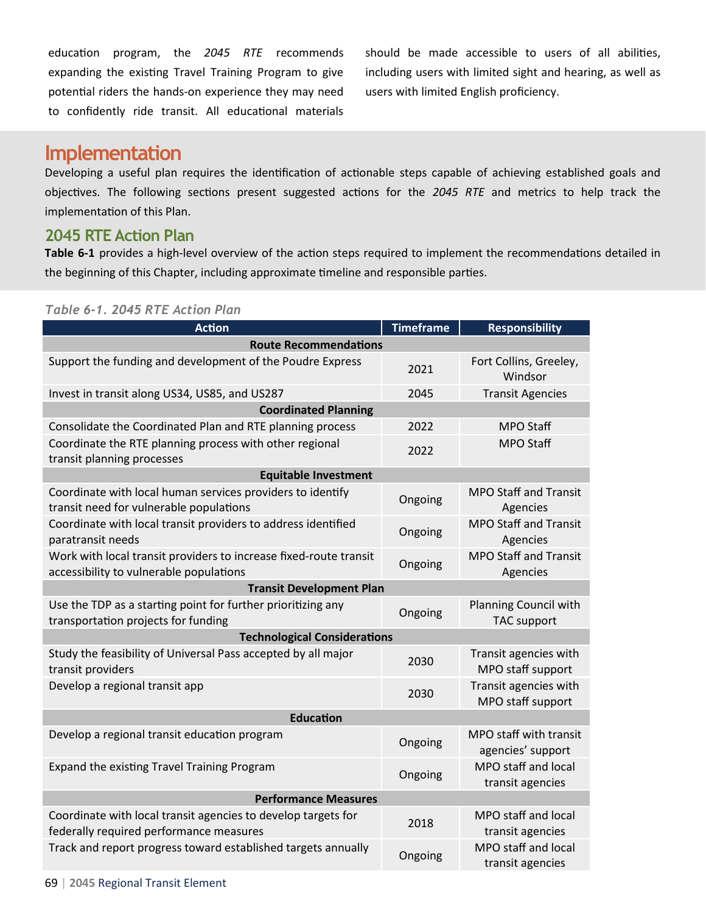education program, the *2045 RTE* recommends expanding the existing Travel Training Program to give potential riders the hands-on experience they may need to confidently ride transit. All educational materials should be made accessible to users of all abilities, including users with limited sight and hearing, as well as users with limited English proficiency.

# Implementation

Developing a useful plan requires the identification of actionable steps capable of achieving established goals and objectives. The following sections present suggested actions for the *2045 RTE* and metrics to help track the implementation of this Plan.

## 2045 RTE Action Plan

**Table 6-1** provides a high-level overview of the action steps required to implement the recommendations detailed in the beginning of this Chapter, including approximate timeline and responsible parties.

*Table 6-1. 2045 RTE Action Plan*

| Action | Timeframe | Responsibility |
|---|---|---|
| **Route Recommendations** | | |
| Support the funding and development of the Poudre Express | 2021 | Fort Collins, Greeley, Windsor |
| Invest in transit along US34, US85, and US287 | 2045 | Transit Agencies |
| **Coordinated Planning** | | |
| Consolidate the Coordinated Plan and RTE planning process | 2022 | MPO Staff |
| Coordinate the RTE planning process with other regional transit planning processes | 2022 | MPO Staff |
| **Equitable Investment** | | |
| Coordinate with local human services providers to identify transit need for vulnerable populations | Ongoing | MPO Staff and Transit Agencies |
| Coordinate with local transit providers to address identified paratransit needs | Ongoing | MPO Staff and Transit Agencies |
| Work with local transit providers to increase fixed-route transit accessibility to vulnerable populations | Ongoing | MPO Staff and Transit Agencies |
| **Transit Development Plan** | | |
| Use the TDP as a starting point for further prioritizing any transportation projects for funding | Ongoing | Planning Council with TAC support |
| **Technological Considerations** | | |
| Study the feasibility of Universal Pass accepted by all major transit providers | 2030 | Transit agencies with MPO staff support |
| Develop a regional transit app | 2030 | Transit agencies with MPO staff support |
| **Education** | | |
| Develop a regional transit education program | Ongoing | MPO staff with transit agencies' support |
| Expand the existing Travel Training Program | Ongoing | MPO staff and local transit agencies |
| **Performance Measures** | | |
| Coordinate with local transit agencies to develop targets for federally required performance measures | 2018 | MPO staff and local transit agencies |
| Track and report progress toward established targets annually | Ongoing | MPO staff and local transit agencies |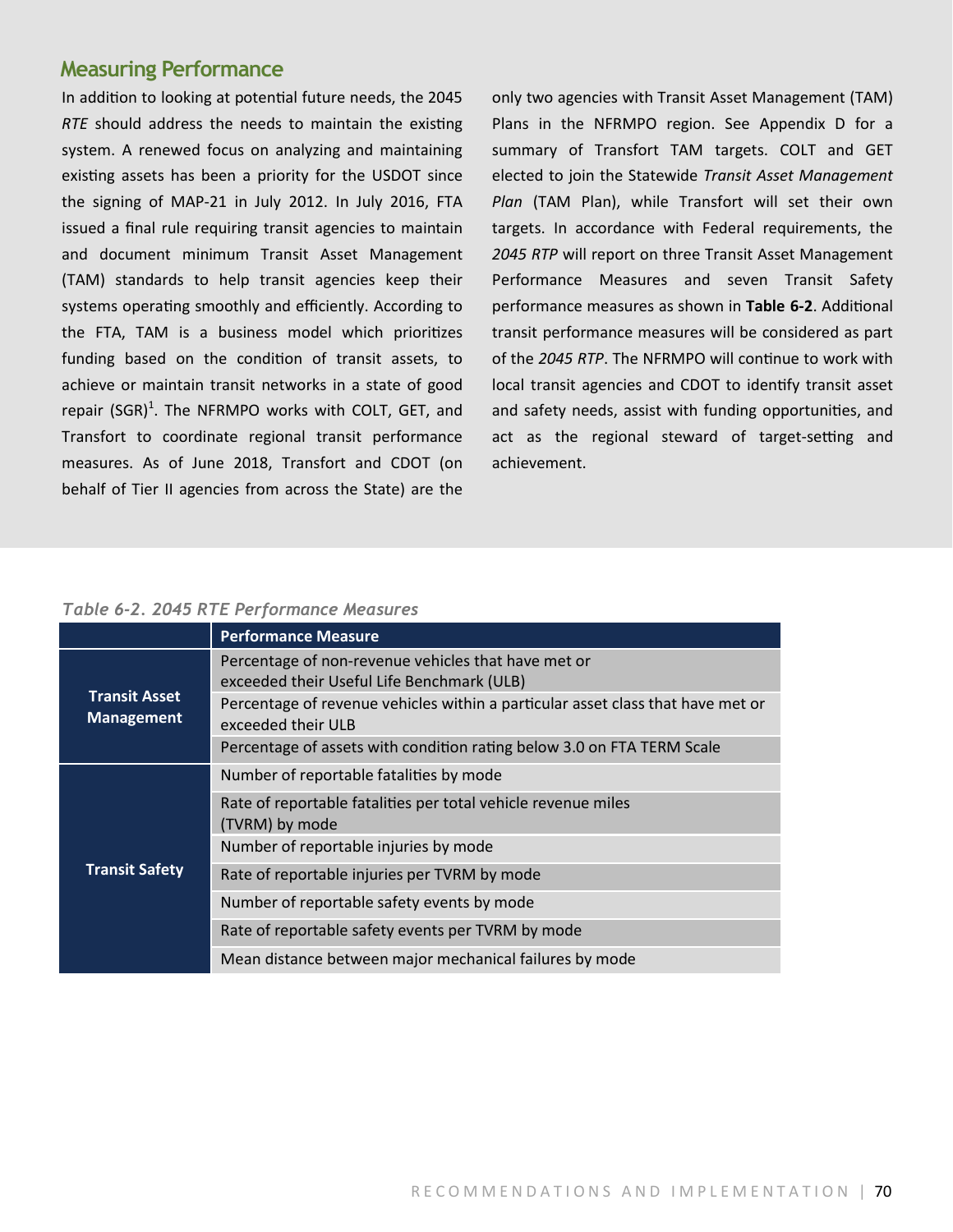## Measuring Performance

In addition to looking at potential future needs, the 2045 *RTE* should address the needs to maintain the existing system. A renewed focus on analyzing and maintaining existing assets has been a priority for the USDOT since the signing of MAP-21 in July 2012. In July 2016, FTA issued a final rule requiring transit agencies to maintain and document minimum Transit Asset Management (TAM) standards to help transit agencies keep their systems operating smoothly and efficiently. According to the FTA, TAM is a business model which prioritizes funding based on the condition of transit assets, to achieve or maintain transit networks in a state of good repair (SGR)[1]. The NFRMPO works with COLT, GET, and Transfort to coordinate regional transit performance measures. As of June 2018, Transfort and CDOT (on behalf of Tier II agencies from across the State) are the only two agencies with Transit Asset Management (TAM) Plans in the NFRMPO region. See Appendix D for a summary of Transfort TAM targets. COLT and GET elected to join the Statewide *Transit Asset Management Plan* (TAM Plan), while Transfort will set their own targets. In accordance with Federal requirements, the *2045 RTP* will report on three Transit Asset Management Performance Measures and seven Transit Safety performance measures as shown in **Table 6-2**. Additional transit performance measures will be considered as part of the *2045 RTP*. The NFRMPO will continue to work with local transit agencies and CDOT to identify transit asset and safety needs, assist with funding opportunities, and act as the regional steward of target-setting and achievement.

*Table 6-2. 2045 RTE Performance Measures*

| | Performance Measure |
|---|---|
| **Transit Asset Management** | Percentage of non-revenue vehicles that have met or exceeded their Useful Life Benchmark (ULB) |
| | Percentage of revenue vehicles within a particular asset class that have met or exceeded their ULB |
| | Percentage of assets with condition rating below 3.0 on FTA TERM Scale |
| **Transit Safety** | Number of reportable fatalities by mode |
| | Rate of reportable fatalities per total vehicle revenue miles (TVRM) by mode |
| | Number of reportable injuries by mode |
| | Rate of reportable injuries per TVRM by mode |
| | Number of reportable safety events by mode |
| | Rate of reportable safety events per TVRM by mode |
| | Mean distance between major mechanical failures by mode |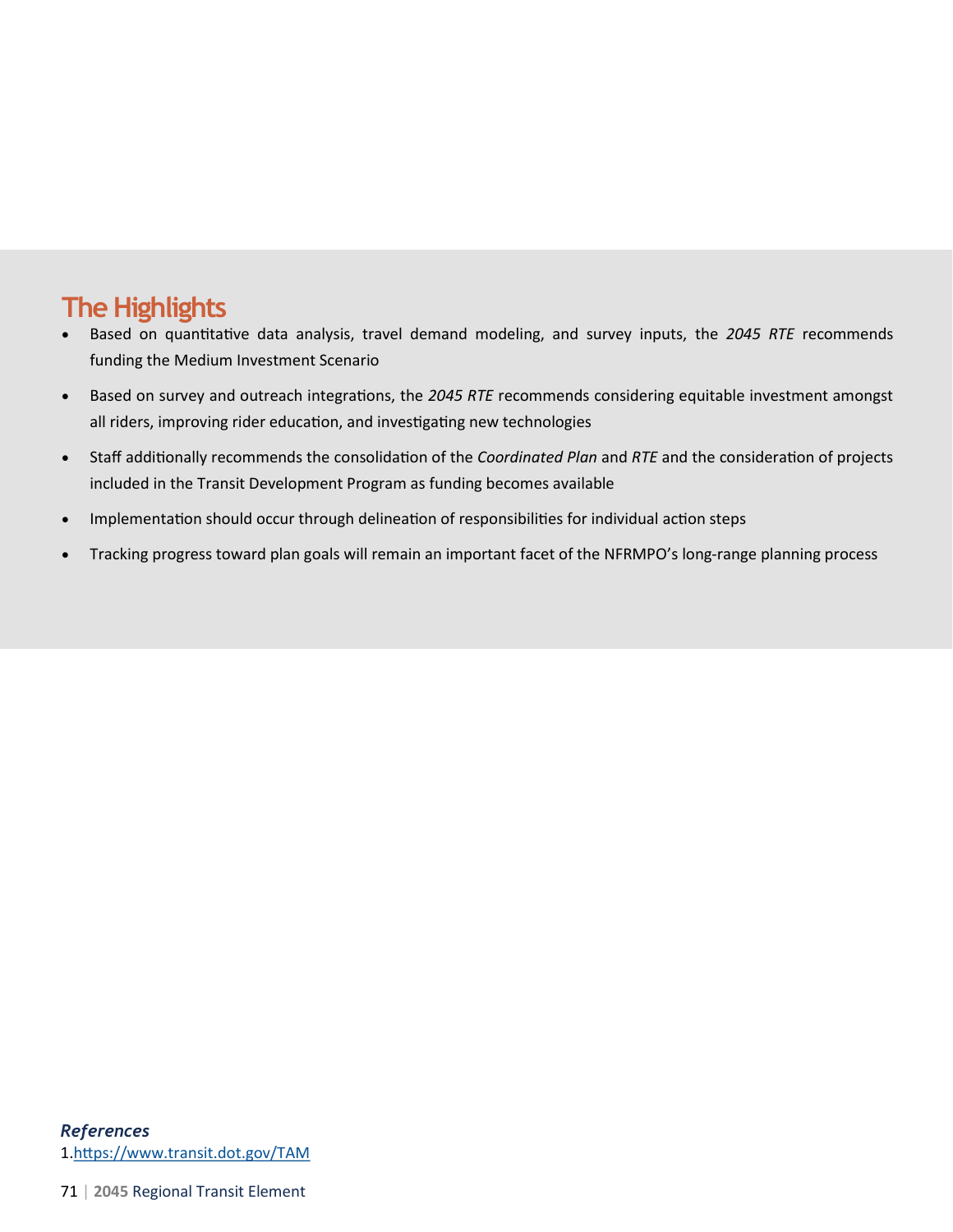## The Highlights

- Based on quantitative data analysis, travel demand modeling, and survey inputs, the *2045 RTE* recommends funding the Medium Investment Scenario
- Based on survey and outreach integrations, the *2045 RTE* recommends considering equitable investment amongst all riders, improving rider education, and investigating new technologies
- Staff additionally recommends the consolidation of the *Coordinated Plan* and *RTE* and the consideration of projects included in the Transit Development Program as funding becomes available
- Implementation should occur through delineation of responsibilities for individual action steps
- Tracking progress toward plan goals will remain an important facet of the NFRMPO's long-range planning process

***References***

1. https://www.transit.dot.gov/TAM